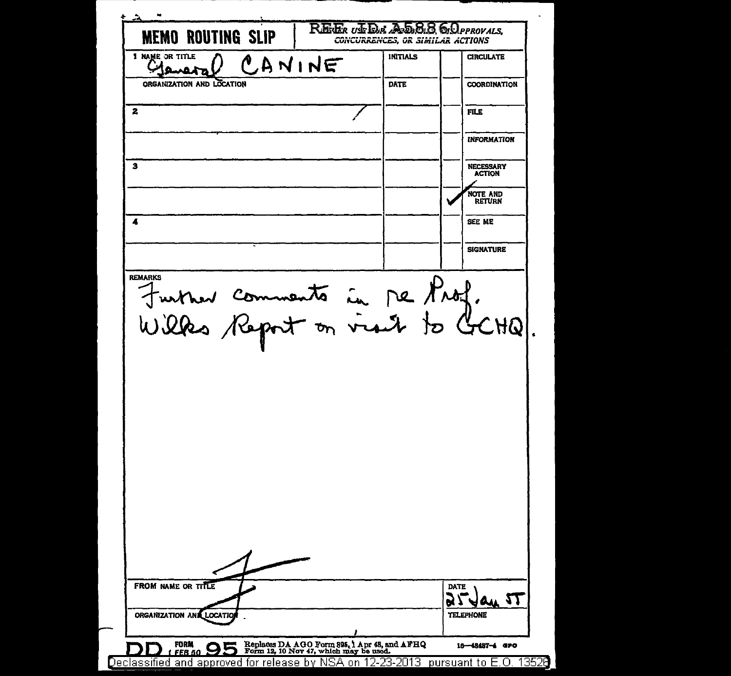# MEMO ROUTING SLIP

REF ID: A58860

REPLACES ... FOR USE FOR APPROVALS, DISAPPROVALS, CONCURRENCES, OR SIMILAR ACTIONS

| | NAME OR TITLE | INITIALS | | |
|---|---|---|---|---|
| 1 | General CANINE | | | CIRCULATE |
| | ORGANIZATION AND LOCATION | DATE | | COORDINATION |
| 2 | | | | FILE |
| | | | | INFORMATION |
| 3 | | | | NECESSARY ACTION |
| | | | ✓ | NOTE AND RETURN |
| 4 | | | | SEE ME |
| | | | | SIGNATURE |

REMARKS

Further comments in re Prof. Wilkes Report on visit to GCHQ.

| FROM NAME OR TITLE | DATE |
|---|---|
| F | 25 Jan 55 |
| ORGANIZATION AND LOCATION | TELEPHONE |
| | |

DD FORM 95 1 FEB 50 — Replaces DA AGO Form 895, 1 Apr 48, and AFHQ Form 12, 10 Nov 47, which may be used. 16—48487-4 GPO

Declassified and approved for release by NSA on 12-23-2013 pursuant to E.O. 13526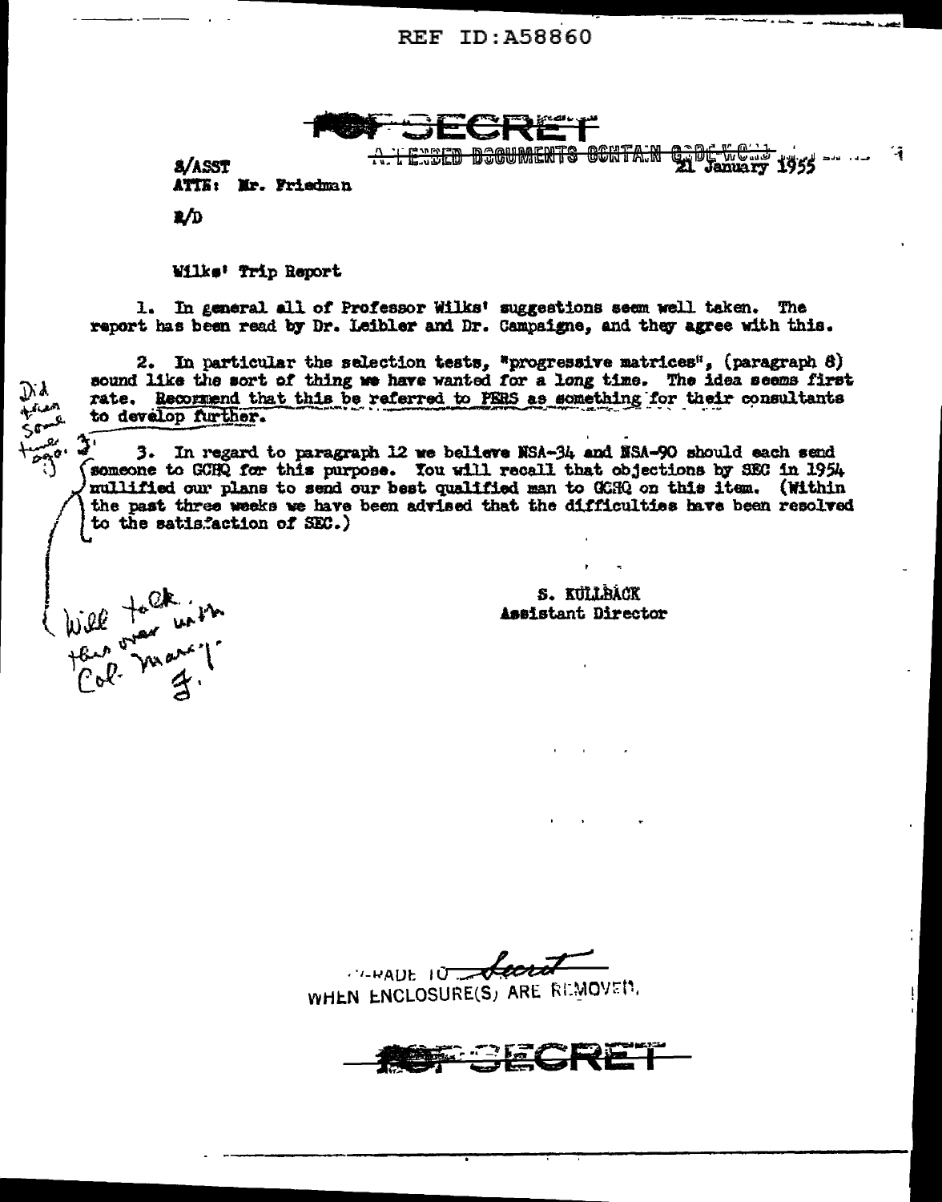REF ID:A58860

TOP SECRET

~~ATTACHED DOCUMENTS CONTAIN CODE WORD~~

S/ASST
ATTN: Mr. Friedman

21 January 1955

R/D

Wilks' Trip Report

1. In general all of Professor Wilks' suggestions seem well taken. The report has been read by Dr. Leibler and Dr. Campaigne, and they agree with this.

2. In particular the selection tests, "progressive matrices", (paragraph 8) sound like the sort of thing we have wanted for a long time. The idea seems first rate. Recommend that this be referred to PERS as something for their consultants to develop further.

Did this some time ago. F.

3. In regard to paragraph 12 we believe NSA-34 and NSA-90 should each send someone to GCHQ for this purpose. You will recall that objections by SEC in 1954 nullified our plans to send our best qualified man to GCHQ on this item. (Within the past three weeks we have been advised that the difficulties have been resolved to the satisfaction of SEC.)

Will talk this over with Col. Marcy. F.

S. KULLBACK
Assistant Director

REGRADE TO Secret
WHEN ENCLOSURE(S) ARE REMOVED.

TOP SECRET